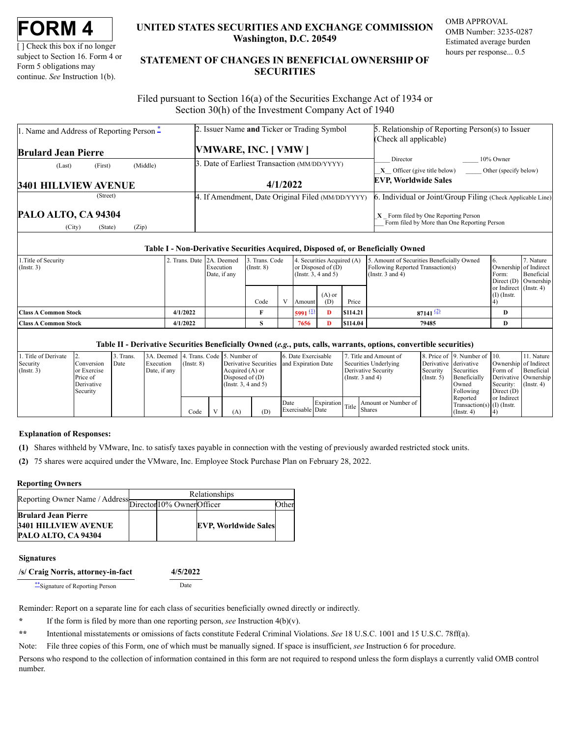# FORM 4

[ ] Check this box if no longer subject to Section 16. Form 4 or Form 5 obligations may continue. *See* Instruction 1(b).

## UNITED STATES SECURITIES AND EXCHANGE COMMISSION
**Washington, D.C. 20549**

## STATEMENT OF CHANGES IN BENEFICIAL OWNERSHIP OF SECURITIES

OMB APPROVAL
OMB Number: 3235-0287
Estimated average burden hours per response... 0.5

Filed pursuant to Section 16(a) of the Securities Exchange Act of 1934 or Section 30(h) of the Investment Company Act of 1940

| 1. Name and Address of Reporting Person * | 2. Issuer Name **and** Ticker or Trading Symbol | 5. Relationship of Reporting Person(s) to Issuer (Check all applicable) |
|---|---|---|
| **Brulard Jean Pierre** | **VMWARE, INC. [ VMW ]** | ____ Director ____ 10% Owner |
| (Last) (First) (Middle) | 3. Date of Earliest Transaction (MM/DD/YYYY) | _X_ Officer (give title below) ____ Other (specify below) |
| **3401 HILLVIEW AVENUE** | **4/1/2022** | **EVP, Worldwide Sales** |
| (Street) | 4. If Amendment, Date Original Filed (MM/DD/YYYY) | 6. Individual or Joint/Group Filing (Check Applicable Line) |
| **PALO ALTO, CA 94304** | | _X_ Form filed by One Reporting Person |
| (City) (State) (Zip) | | ___ Form filed by More than One Reporting Person |

### Table I - Non-Derivative Securities Acquired, Disposed of, or Beneficially Owned

| 1.Title of Security (Instr. 3) | 2. Trans. Date | 2A. Deemed Execution Date, if any | 3. Trans. Code (Instr. 8) | | 4. Securities Acquired (A) or Disposed of (D) (Instr. 3, 4 and 5) | | | 5. Amount of Securities Beneficially Owned Following Reported Transaction(s) (Instr. 3 and 4) | 6. Ownership Form: Direct (D) or Indirect (I) (Instr. 4) | 7. Nature of Indirect Beneficial Ownership (Instr. 4) |
|---|---|---|---|---|---|---|---|---|---|---|
| | | | Code | V | Amount | (A) or (D) | Price | | | |
| **Class A Common Stock** | **4/1/2022** | | **F** | | **5991** (1) | **D** | **$114.21** | **87141** (2) | **D** | |
| **Class A Common Stock** | **4/1/2022** | | **S** | | **7656** | **D** | **$114.04** | **79485** | **D** | |

### Table II - Derivative Securities Beneficially Owned (*e.g.*, puts, calls, warrants, options, convertible securities)

| 1. Title of Derivate Security (Instr. 3) | 2. Conversion or Exercise Price of Derivative Security | 3. Trans. Date | 3A. Deemed Execution Date, if any | 4. Trans. Code (Instr. 8) | | 5. Number of Derivative Securities Acquired (A) or Disposed of (D) (Instr. 3, 4 and 5) | | 6. Date Exercisable and Expiration Date | | 7. Title and Amount of Securities Underlying Derivative Security (Instr. 3 and 4) | | 8. Price of Derivative Security (Instr. 5) | 9. Number of derivative Securities Beneficially Owned Following Reported Transaction(s) (Instr. 4) | 10. Ownership Form of Derivative Security: Direct (D) or Indirect (I) (Instr. 4) | 11. Nature of Indirect Beneficial Ownership (Instr. 4) |
|---|---|---|---|---|---|---|---|---|---|---|---|---|---|---|---|
| | | | | Code | V | (A) | (D) | Date Exercisable | Expiration Date | Title | Amount or Number of Shares | | | | |

**Explanation of Responses:**

**(1)** Shares withheld by VMware, Inc. to satisfy taxes payable in connection with the vesting of previously awarded restricted stock units.

**(2)** 75 shares were acquired under the VMware, Inc. Employee Stock Purchase Plan on February 28, 2022.

**Reporting Owners**

| Reporting Owner Name / Address | Relationships | | | |
|---|---|---|---|---|
| | Director | 10% Owner | Officer | Other |
| **Brulard Jean Pierre 3401 HILLVIEW AVENUE PALO ALTO, CA 94304** | | | **EVP, Worldwide Sales** | |

**Signatures**

| **/s/ Craig Norris, attorney-in-fact** | **4/5/2022** |
|---|---|
| **Signature of Reporting Person | Date |

Reminder: Report on a separate line for each class of securities beneficially owned directly or indirectly.

\* If the form is filed by more than one reporting person, *see* Instruction 4(b)(v).

\*\* Intentional misstatements or omissions of facts constitute Federal Criminal Violations. *See* 18 U.S.C. 1001 and 15 U.S.C. 78ff(a).

Note: File three copies of this Form, one of which must be manually signed. If space is insufficient, *see* Instruction 6 for procedure.

Persons who respond to the collection of information contained in this form are not required to respond unless the form displays a currently valid OMB control number.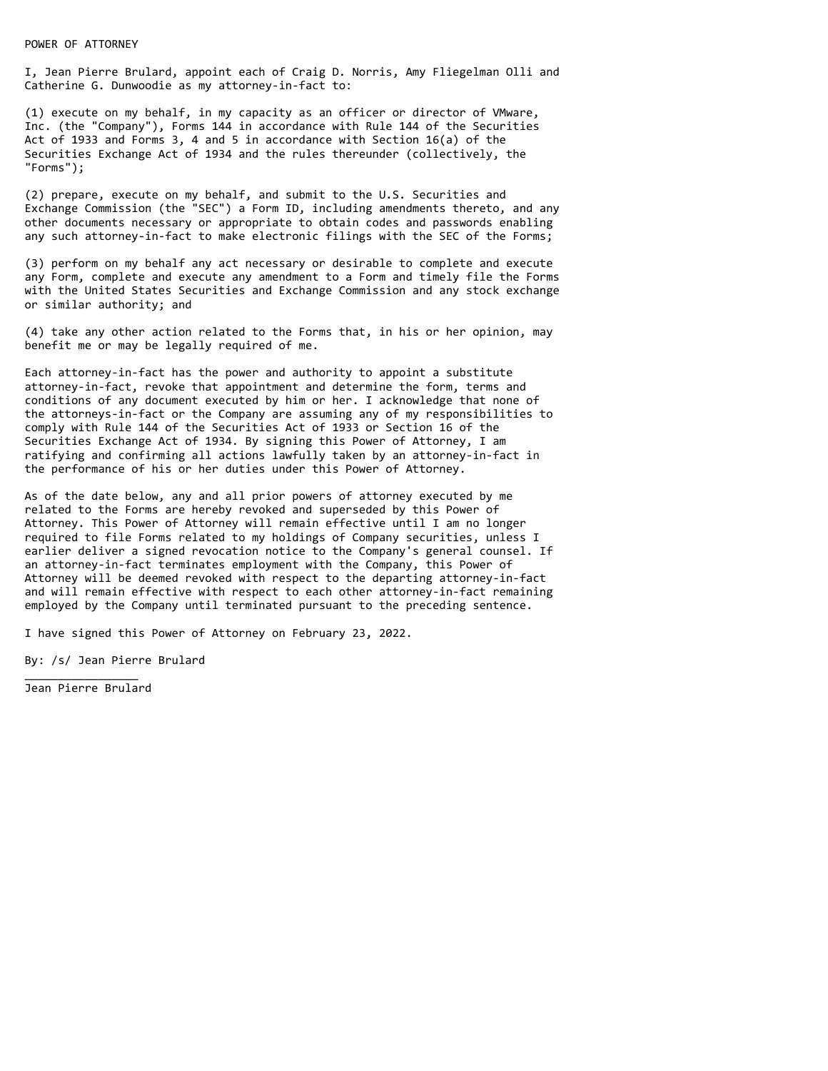POWER OF ATTORNEY

I, Jean Pierre Brulard, appoint each of Craig D. Norris, Amy Fliegelman Olli and Catherine G. Dunwoodie as my attorney-in-fact to:

(1) execute on my behalf, in my capacity as an officer or director of VMware, Inc. (the "Company"), Forms 144 in accordance with Rule 144 of the Securities Act of 1933 and Forms 3, 4 and 5 in accordance with Section 16(a) of the Securities Exchange Act of 1934 and the rules thereunder (collectively, the "Forms");

(2) prepare, execute on my behalf, and submit to the U.S. Securities and Exchange Commission (the "SEC") a Form ID, including amendments thereto, and any other documents necessary or appropriate to obtain codes and passwords enabling any such attorney-in-fact to make electronic filings with the SEC of the Forms;

(3) perform on my behalf any act necessary or desirable to complete and execute any Form, complete and execute any amendment to a Form and timely file the Forms with the United States Securities and Exchange Commission and any stock exchange or similar authority; and

(4) take any other action related to the Forms that, in his or her opinion, may benefit me or may be legally required of me.

Each attorney-in-fact has the power and authority to appoint a substitute attorney-in-fact, revoke that appointment and determine the form, terms and conditions of any document executed by him or her. I acknowledge that none of the attorneys-in-fact or the Company are assuming any of my responsibilities to comply with Rule 144 of the Securities Act of 1933 or Section 16 of the Securities Exchange Act of 1934. By signing this Power of Attorney, I am ratifying and confirming all actions lawfully taken by an attorney-in-fact in the performance of his or her duties under this Power of Attorney.

As of the date below, any and all prior powers of attorney executed by me related to the Forms are hereby revoked and superseded by this Power of Attorney. This Power of Attorney will remain effective until I am no longer required to file Forms related to my holdings of Company securities, unless I earlier deliver a signed revocation notice to the Company's general counsel. If an attorney-in-fact terminates employment with the Company, this Power of Attorney will be deemed revoked with respect to the departing attorney-in-fact and will remain effective with respect to each other attorney-in-fact remaining employed by the Company until terminated pursuant to the preceding sentence.

I have signed this Power of Attorney on February 23, 2022.

By: /s/ Jean Pierre Brulard

_________________

Jean Pierre Brulard